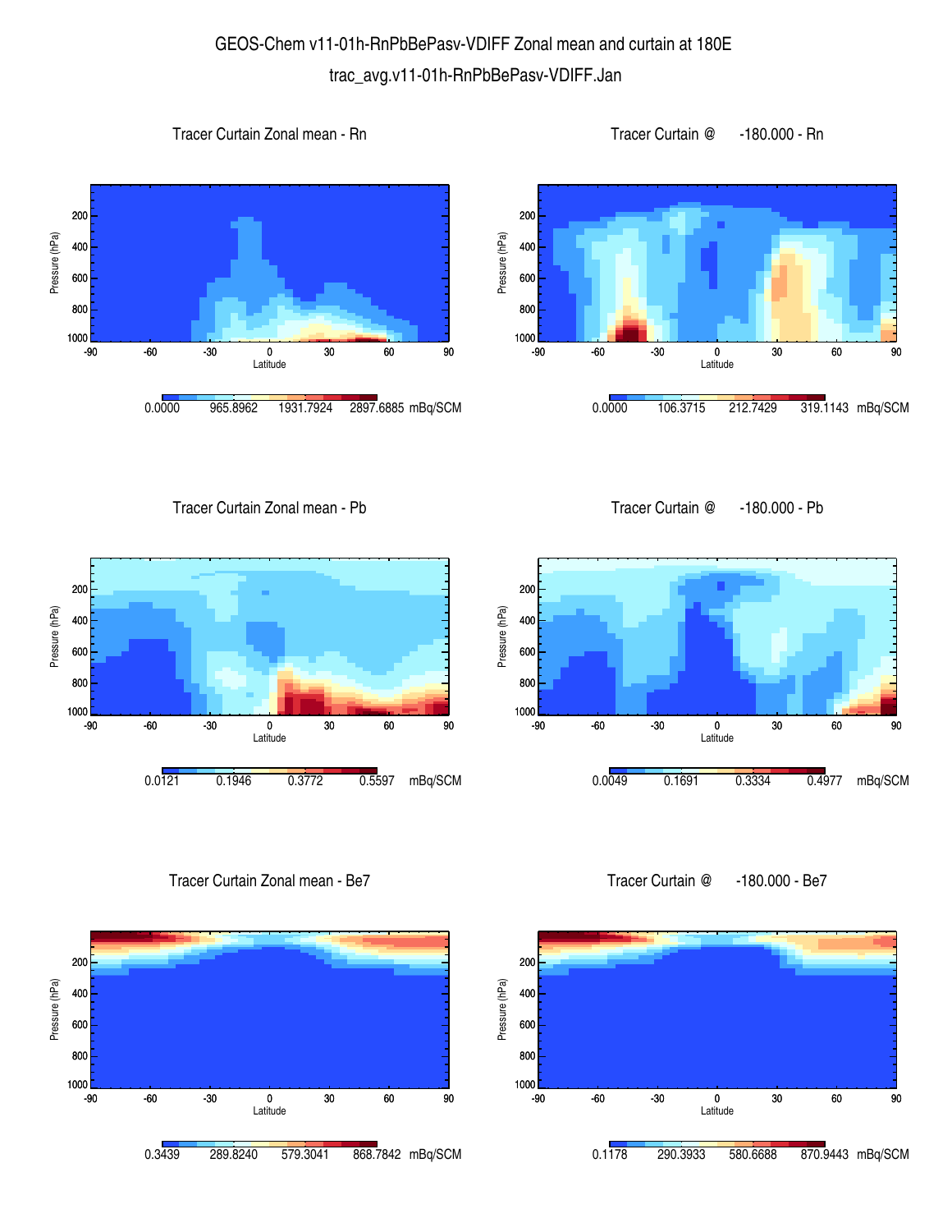# GEOS-Chem v11-01h-RnPbBePasv-VDIFF Zonal mean and curtain at 180E

## trac_avg.v11-01h-RnPbBePasv-VDIFF.Jan

### Tracer Curtain Zonal mean - Rn

Pressure (hPa): 200, 400, 600, 800, 1000

Latitude: -90, -60, -30, 0, 30, 60, 90

0.0000 965.8962 1931.7924 2897.6885 mBq/SCM

### Tracer Curtain @ -180.000 - Rn

Pressure (hPa): 200, 400, 600, 800, 1000

Latitude: -90, -60, -30, 0, 30, 60, 90

0.0000 106.3715 212.7429 319.1143 mBq/SCM

### Tracer Curtain Zonal mean - Pb

Pressure (hPa): 200, 400, 600, 800, 1000

Latitude: -90, -60, -30, 0, 30, 60, 90

0.0121 0.1946 0.3772 0.5597 mBq/SCM

### Tracer Curtain @ -180.000 - Pb

Pressure (hPa): 200, 400, 600, 800, 1000

Latitude: -90, -60, -30, 0, 30, 60, 90

0.0049 0.1691 0.3334 0.4977 mBq/SCM

### Tracer Curtain Zonal mean - Be7

Pressure (hPa): 200, 400, 600, 800, 1000

Latitude: -90, -60, -30, 0, 30, 60, 90

0.3439 289.8240 579.3041 868.7842 mBq/SCM

### Tracer Curtain @ -180.000 - Be7

Pressure (hPa): 200, 400, 600, 800, 1000

Latitude: -90, -60, -30, 0, 30, 60, 90

0.1178 290.3933 580.6688 870.9443 mBq/SCM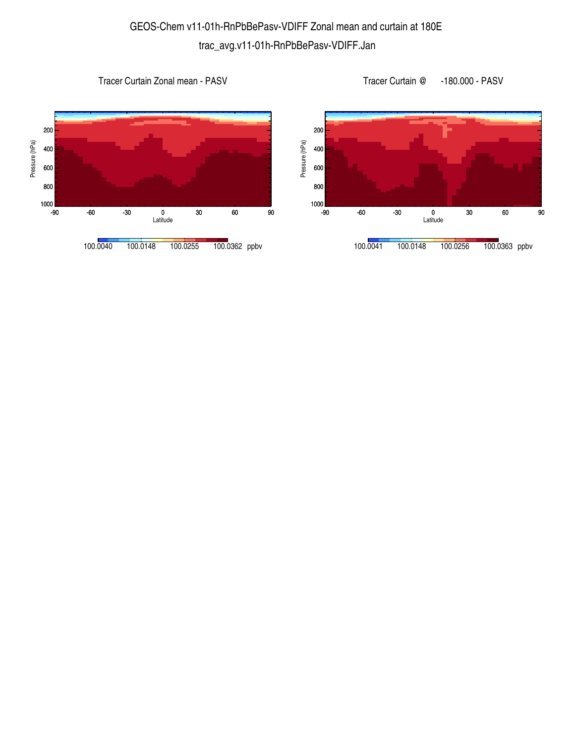GEOS-Chem v11-01h-RnPbBePasv-VDIFF Zonal mean and curtain at 180E

trac_avg.v11-01h-RnPbBePasv-VDIFF.Jan

Tracer Curtain Zonal mean - PASV

Pressure (hPa)

200
400
600
800
1000

-90 -60 -30 0 30 60 90

Latitude

100.0040 100.0148 100.0255 100.0362 ppbv

Tracer Curtain @ -180.000 - PASV

Pressure (hPa)

200
400
600
800
1000

-90 -60 -30 0 30 60 90

Latitude

100.0041 100.0148 100.0256 100.0363 ppbv